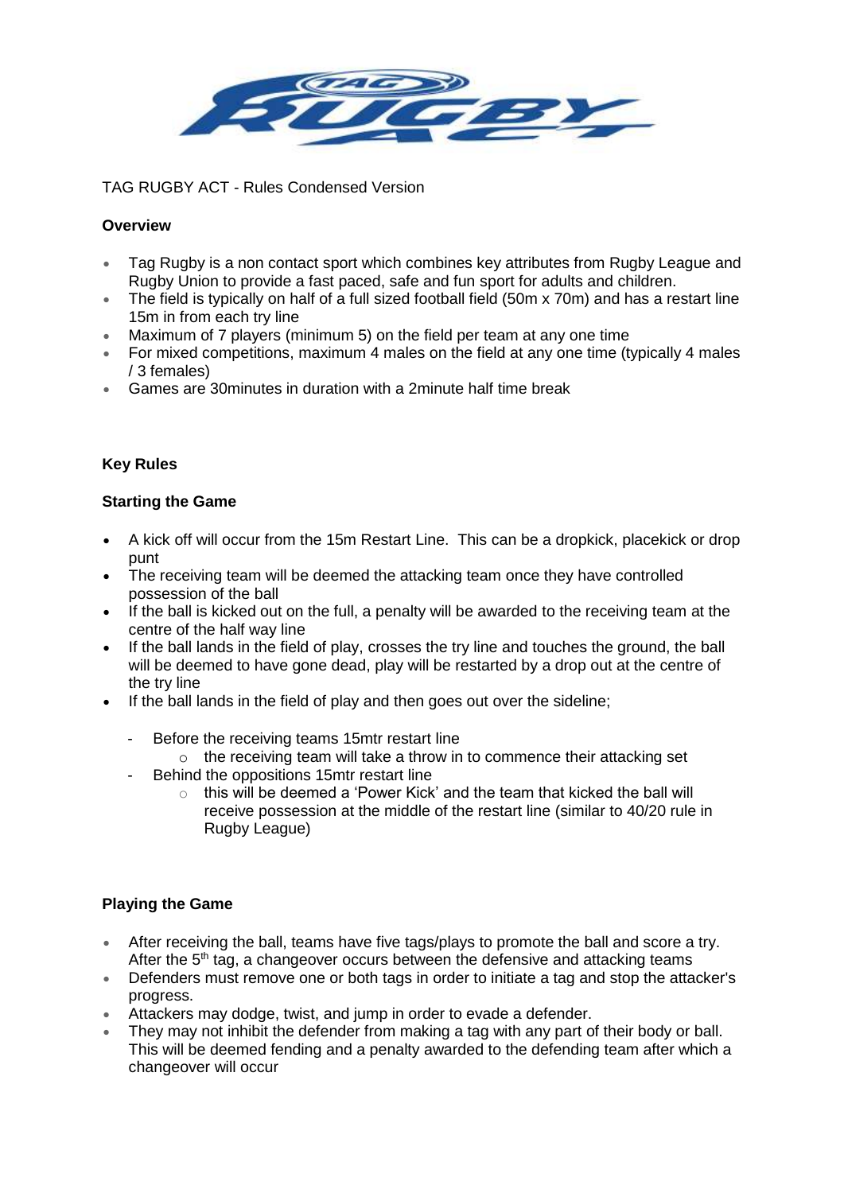TAG RUGBY ACT - Rules Condensed Version

**Overview**

- Tag Rugby is a non contact sport which combines key attributes from Rugby League and Rugby Union to provide a fast paced, safe and fun sport for adults and children.
- The field is typically on half of a full sized football field (50m x 70m) and has a restart line 15m in from each try line
- Maximum of 7 players (minimum 5) on the field per team at any one time
- For mixed competitions, maximum 4 males on the field at any one time (typically 4 males / 3 females)
- Games are 30minutes in duration with a 2minute half time break

**Key Rules**

**Starting the Game**

- A kick off will occur from the 15m Restart Line. This can be a dropkick, placekick or drop punt
- The receiving team will be deemed the attacking team once they have controlled possession of the ball
- If the ball is kicked out on the full, a penalty will be awarded to the receiving team at the centre of the half way line
- If the ball lands in the field of play, crosses the try line and touches the ground, the ball will be deemed to have gone dead, play will be restarted by a drop out at the centre of the try line
- If the ball lands in the field of play and then goes out over the sideline;
    - Before the receiving teams 15mtr restart line
        - the receiving team will take a throw in to commence their attacking set
    - Behind the oppositions 15mtr restart line
        - this will be deemed a 'Power Kick' and the team that kicked the ball will receive possession at the middle of the restart line (similar to 40/20 rule in Rugby League)

**Playing the Game**

- After receiving the ball, teams have five tags/plays to promote the ball and score a try. After the 5th tag, a changeover occurs between the defensive and attacking teams
- Defenders must remove one or both tags in order to initiate a tag and stop the attacker's progress.
- Attackers may dodge, twist, and jump in order to evade a defender.
- They may not inhibit the defender from making a tag with any part of their body or ball. This will be deemed fending and a penalty awarded to the defending team after which a changeover will occur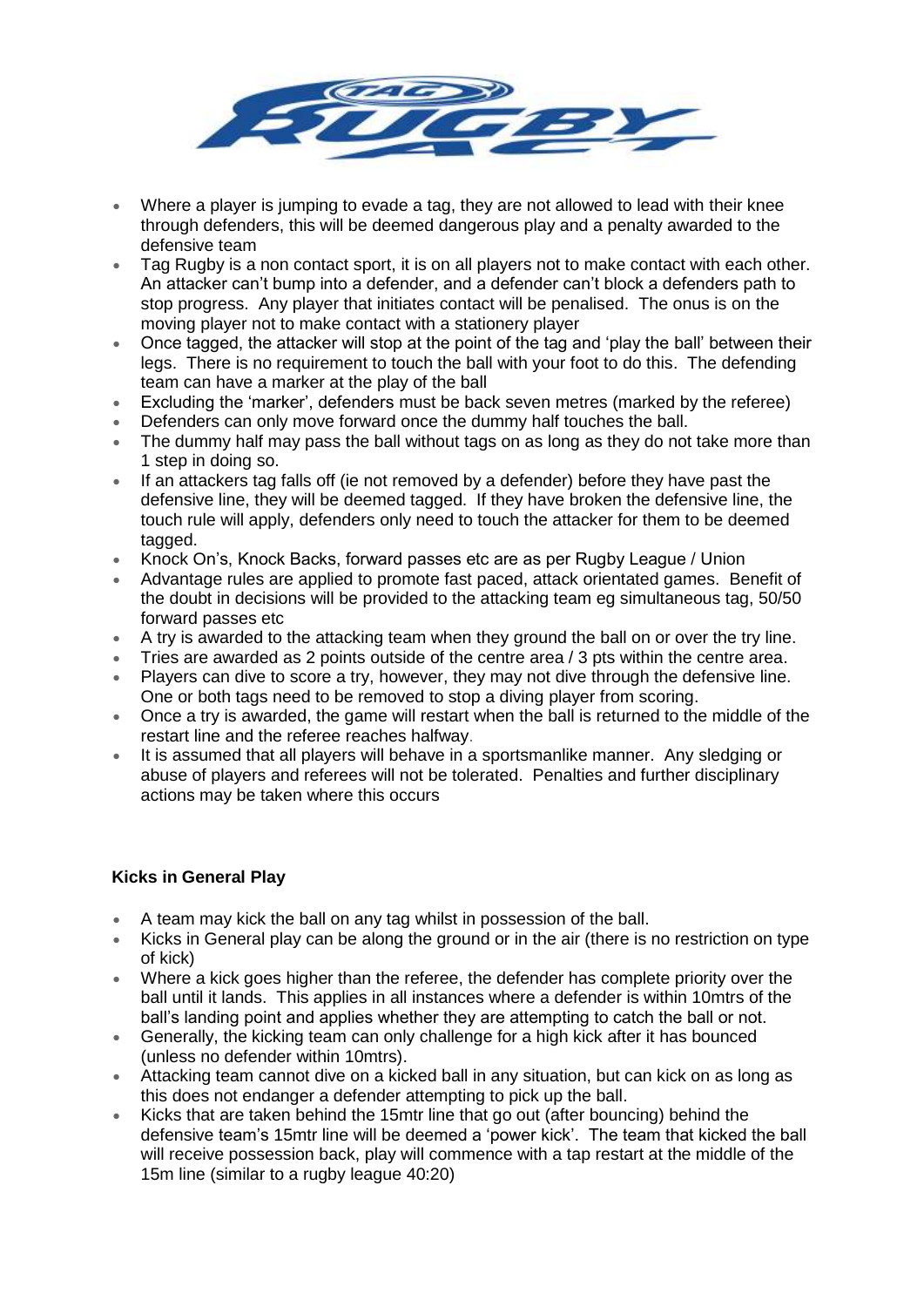- Where a player is jumping to evade a tag, they are not allowed to lead with their knee through defenders, this will be deemed dangerous play and a penalty awarded to the defensive team
- Tag Rugby is a non contact sport, it is on all players not to make contact with each other. An attacker can't bump into a defender, and a defender can't block a defenders path to stop progress. Any player that initiates contact will be penalised. The onus is on the moving player not to make contact with a stationery player
- Once tagged, the attacker will stop at the point of the tag and 'play the ball' between their legs. There is no requirement to touch the ball with your foot to do this. The defending team can have a marker at the play of the ball
- Excluding the 'marker', defenders must be back seven metres (marked by the referee)
- Defenders can only move forward once the dummy half touches the ball.
- The dummy half may pass the ball without tags on as long as they do not take more than 1 step in doing so.
- If an attackers tag falls off (ie not removed by a defender) before they have past the defensive line, they will be deemed tagged. If they have broken the defensive line, the touch rule will apply, defenders only need to touch the attacker for them to be deemed tagged.
- Knock On's, Knock Backs, forward passes etc are as per Rugby League / Union
- Advantage rules are applied to promote fast paced, attack orientated games. Benefit of the doubt in decisions will be provided to the attacking team eg simultaneous tag, 50/50 forward passes etc
- A try is awarded to the attacking team when they ground the ball on or over the try line.
- Tries are awarded as 2 points outside of the centre area / 3 pts within the centre area.
- Players can dive to score a try, however, they may not dive through the defensive line. One or both tags need to be removed to stop a diving player from scoring.
- Once a try is awarded, the game will restart when the ball is returned to the middle of the restart line and the referee reaches halfway.
- It is assumed that all players will behave in a sportsmanlike manner. Any sledging or abuse of players and referees will not be tolerated. Penalties and further disciplinary actions may be taken where this occurs

**Kicks in General Play**

- A team may kick the ball on any tag whilst in possession of the ball.
- Kicks in General play can be along the ground or in the air (there is no restriction on type of kick)
- Where a kick goes higher than the referee, the defender has complete priority over the ball until it lands. This applies in all instances where a defender is within 10mtrs of the ball's landing point and applies whether they are attempting to catch the ball or not.
- Generally, the kicking team can only challenge for a high kick after it has bounced (unless no defender within 10mtrs).
- Attacking team cannot dive on a kicked ball in any situation, but can kick on as long as this does not endanger a defender attempting to pick up the ball.
- Kicks that are taken behind the 15mtr line that go out (after bouncing) behind the defensive team's 15mtr line will be deemed a 'power kick'. The team that kicked the ball will receive possession back, play will commence with a tap restart at the middle of the 15m line (similar to a rugby league 40:20)